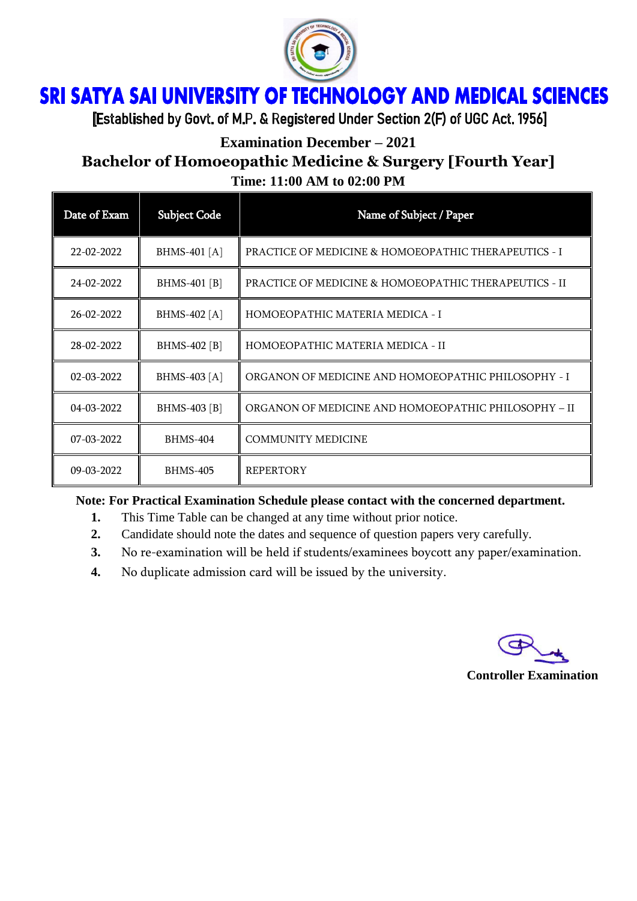# SRI SATYA SAI UNIVERSITY OF TECHNOLOGY AND MEDICAL SCIENCES

[Established by Govt. of M.P. & Registered Under Section 2(F) of UGC Act. 1956]

## Examination December – 2021

## Bachelor of Homoeopathic Medicine & Surgery [Fourth Year]

### Time: 11:00 AM to 02:00 PM

| Date of Exam | Subject Code | Name of Subject / Paper |
|---|---|---|
| 22-02-2022 | BHMS-401 [A] | PRACTICE OF MEDICINE & HOMOEOPATHIC THERAPEUTICS - I |
| 24-02-2022 | BHMS-401 [B] | PRACTICE OF MEDICINE & HOMOEOPATHIC THERAPEUTICS - II |
| 26-02-2022 | BHMS-402 [A] | HOMOEOPATHIC MATERIA MEDICA - I |
| 28-02-2022 | BHMS-402 [B] | HOMOEOPATHIC MATERIA MEDICA - II |
| 02-03-2022 | BHMS-403 [A] | ORGANON OF MEDICINE AND HOMOEOPATHIC PHILOSOPHY - I |
| 04-03-2022 | BHMS-403 [B] | ORGANON OF MEDICINE AND HOMOEOPATHIC PHILOSOPHY – II |
| 07-03-2022 | BHMS-404 | COMMUNITY MEDICINE |
| 09-03-2022 | BHMS-405 | REPERTORY |

**Note: For Practical Examination Schedule please contact with the concerned department.**

1. This Time Table can be changed at any time without prior notice.
2. Candidate should note the dates and sequence of question papers very carefully.
3. No re-examination will be held if students/examinees boycott any paper/examination.
4. No duplicate admission card will be issued by the university.

**Controller Examination**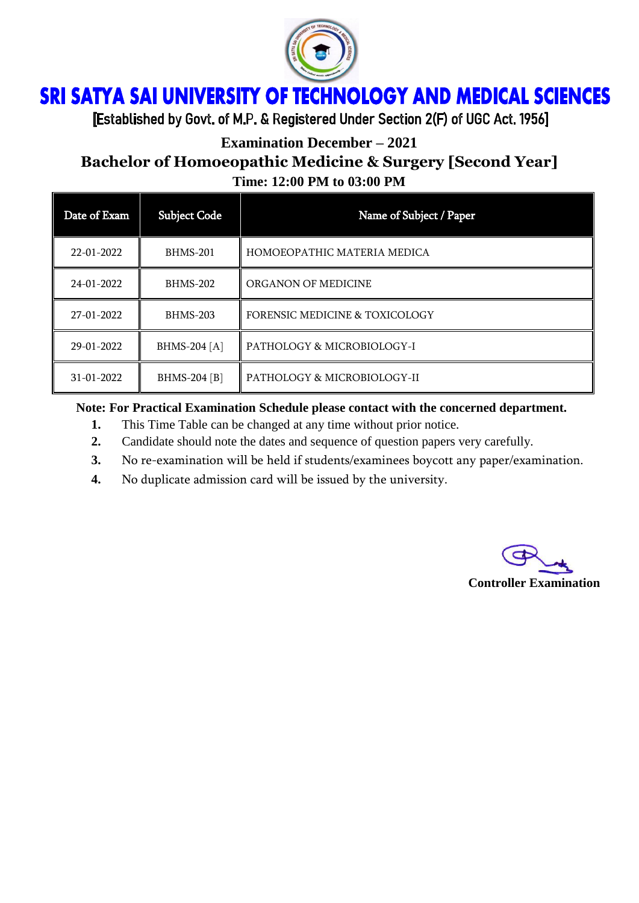# SRI SATYA SAI UNIVERSITY OF TECHNOLOGY AND MEDICAL SCIENCES

[Established by Govt. of M.P. & Registered Under Section 2(F) of UGC Act. 1956]

**Examination December – 2021**

## Bachelor of Homoeopathic Medicine & Surgery [Second Year]

**Time: 12:00 PM to 03:00 PM**

| Date of Exam | Subject Code | Name of Subject / Paper |
|---|---|---|
| 22-01-2022 | BHMS-201 | HOMOEOPATHIC MATERIA MEDICA |
| 24-01-2022 | BHMS-202 | ORGANON OF MEDICINE |
| 27-01-2022 | BHMS-203 | FORENSIC MEDICINE & TOXICOLOGY |
| 29-01-2022 | BHMS-204 [A] | PATHOLOGY & MICROBIOLOGY-I |
| 31-01-2022 | BHMS-204 [B] | PATHOLOGY & MICROBIOLOGY-II |

**Note: For Practical Examination Schedule please contact with the concerned department.**

1. This Time Table can be changed at any time without prior notice.
2. Candidate should note the dates and sequence of question papers very carefully.
3. No re-examination will be held if students/examinees boycott any paper/examination.
4. No duplicate admission card will be issued by the university.

**Controller Examination**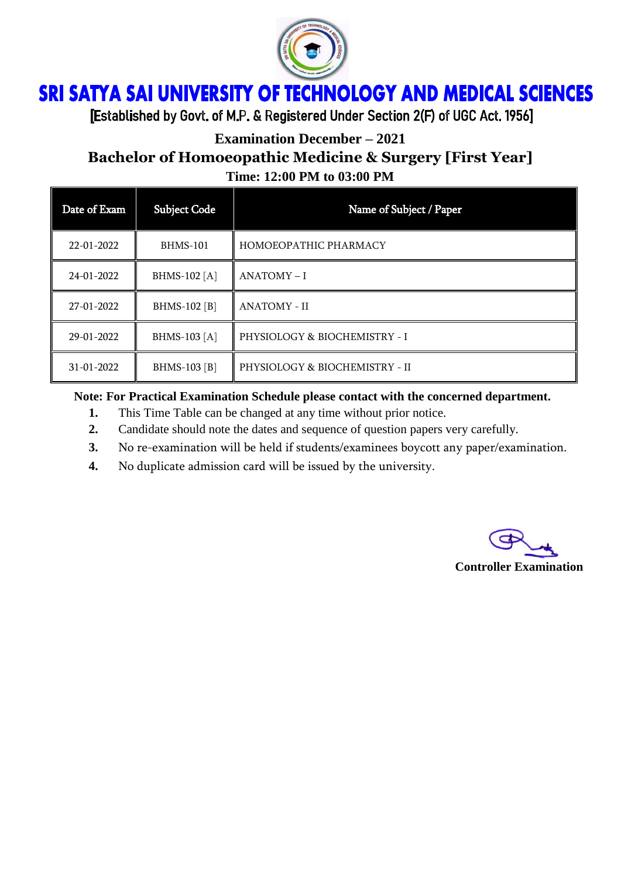# SRI SATYA SAI UNIVERSITY OF TECHNOLOGY AND MEDICAL SCIENCES

[Established by Govt. of M.P. & Registered Under Section 2(F) of UGC Act. 1956]

## Examination December – 2021

## Bachelor of Homoeopathic Medicine & Surgery [First Year]

**Time: 12:00 PM to 03:00 PM**

| Date of Exam | Subject Code | Name of Subject / Paper |
|---|---|---|
| 22-01-2022 | BHMS-101 | HOMOEOPATHIC PHARMACY |
| 24-01-2022 | BHMS-102 [A] | ANATOMY – I |
| 27-01-2022 | BHMS-102 [B] | ANATOMY - II |
| 29-01-2022 | BHMS-103 [A] | PHYSIOLOGY & BIOCHEMISTRY - I |
| 31-01-2022 | BHMS-103 [B] | PHYSIOLOGY & BIOCHEMISTRY - II |

**Note: For Practical Examination Schedule please contact with the concerned department.**

1. This Time Table can be changed at any time without prior notice.
2. Candidate should note the dates and sequence of question papers very carefully.
3. No re-examination will be held if students/examinees boycott any paper/examination.
4. No duplicate admission card will be issued by the university.

**Controller Examination**